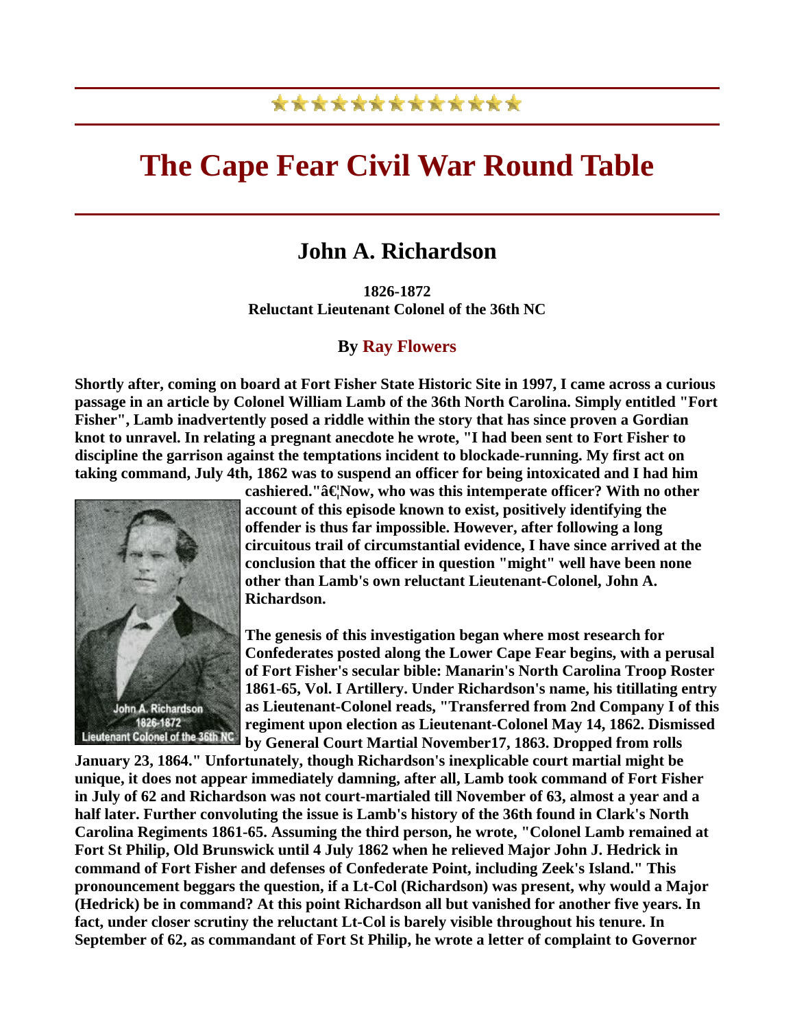★★★★★★★★★★★★★★

# The Cape Fear Civil War Round Table

## John A. Richardson

**1826-1872**
**Reluctant Lieutenant Colonel of the 36th NC**

### By Ray Flowers

**Shortly after, coming on board at Fort Fisher State Historic Site in 1997, I came across a curious passage in an article by Colonel William Lamb of the 36th North Carolina. Simply entitled "Fort Fisher", Lamb inadvertently posed a riddle within the story that has since proven a Gordian knot to unravel. In relating a pregnant anecdote he wrote, "I had been sent to Fort Fisher to discipline the garrison against the temptations incident to blockade-running. My first act on taking command, July 4th, 1862 was to suspend an officer for being intoxicated and I had him cashiered."â€¦Now, who was this intemperate officer? With no other account of this episode known to exist, positively identifying the offender is thus far impossible. However, after following a long circuitous trail of circumstantial evidence, I have since arrived at the conclusion that the officer in question "might" well have been none other than Lamb's own reluctant Lieutenant-Colonel, John A. Richardson.**

John A. Richardson
1826-1872
Lieutenant Colonel of the 36th NC

**The genesis of this investigation began where most research for Confederates posted along the Lower Cape Fear begins, with a perusal of Fort Fisher's secular bible: Manarin's North Carolina Troop Roster 1861-65, Vol. I Artillery. Under Richardson's name, his titillating entry as Lieutenant-Colonel reads, "Transferred from 2nd Company I of this regiment upon election as Lieutenant-Colonel May 14, 1862. Dismissed by General Court Martial November17, 1863. Dropped from rolls January 23, 1864." Unfortunately, though Richardson's inexplicable court martial might be unique, it does not appear immediately damning, after all, Lamb took command of Fort Fisher in July of 62 and Richardson was not court-martialed till November of 63, almost a year and a half later. Further convoluting the issue is Lamb's history of the 36th found in Clark's North Carolina Regiments 1861-65. Assuming the third person, he wrote, "Colonel Lamb remained at Fort St Philip, Old Brunswick until 4 July 1862 when he relieved Major John J. Hedrick in command of Fort Fisher and defenses of Confederate Point, including Zeek's Island." This pronouncement beggars the question, if a Lt-Col (Richardson) was present, why would a Major (Hedrick) be in command? At this point Richardson all but vanished for another five years. In fact, under closer scrutiny the reluctant Lt-Col is barely visible throughout his tenure. In September of 62, as commandant of Fort St Philip, he wrote a letter of complaint to Governor**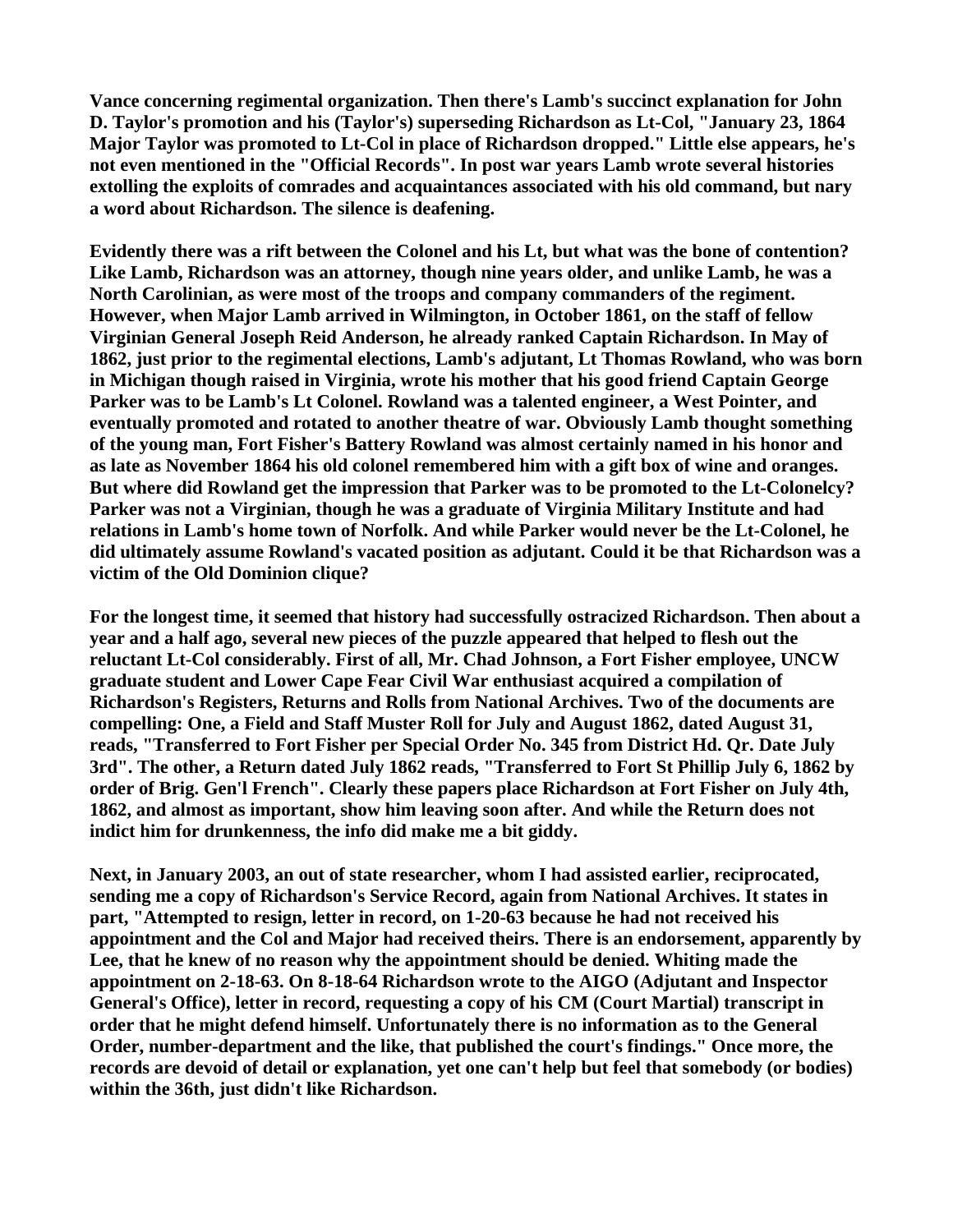**Vance concerning regimental organization. Then there's Lamb's succinct explanation for John D. Taylor's promotion and his (Taylor's) superseding Richardson as Lt-Col, "January 23, 1864 Major Taylor was promoted to Lt-Col in place of Richardson dropped." Little else appears, he's not even mentioned in the "Official Records". In post war years Lamb wrote several histories extolling the exploits of comrades and acquaintances associated with his old command, but nary a word about Richardson. The silence is deafening.**

**Evidently there was a rift between the Colonel and his Lt, but what was the bone of contention? Like Lamb, Richardson was an attorney, though nine years older, and unlike Lamb, he was a North Carolinian, as were most of the troops and company commanders of the regiment. However, when Major Lamb arrived in Wilmington, in October 1861, on the staff of fellow Virginian General Joseph Reid Anderson, he already ranked Captain Richardson. In May of 1862, just prior to the regimental elections, Lamb's adjutant, Lt Thomas Rowland, who was born in Michigan though raised in Virginia, wrote his mother that his good friend Captain George Parker was to be Lamb's Lt Colonel. Rowland was a talented engineer, a West Pointer, and eventually promoted and rotated to another theatre of war. Obviously Lamb thought something of the young man, Fort Fisher's Battery Rowland was almost certainly named in his honor and as late as November 1864 his old colonel remembered him with a gift box of wine and oranges. But where did Rowland get the impression that Parker was to be promoted to the Lt-Colonelcy? Parker was not a Virginian, though he was a graduate of Virginia Military Institute and had relations in Lamb's home town of Norfolk. And while Parker would never be the Lt-Colonel, he did ultimately assume Rowland's vacated position as adjutant. Could it be that Richardson was a victim of the Old Dominion clique?**

**For the longest time, it seemed that history had successfully ostracized Richardson. Then about a year and a half ago, several new pieces of the puzzle appeared that helped to flesh out the reluctant Lt-Col considerably. First of all, Mr. Chad Johnson, a Fort Fisher employee, UNCW graduate student and Lower Cape Fear Civil War enthusiast acquired a compilation of Richardson's Registers, Returns and Rolls from National Archives. Two of the documents are compelling: One, a Field and Staff Muster Roll for July and August 1862, dated August 31, reads, "Transferred to Fort Fisher per Special Order No. 345 from District Hd. Qr. Date July 3rd". The other, a Return dated July 1862 reads, "Transferred to Fort St Phillip July 6, 1862 by order of Brig. Gen'l French". Clearly these papers place Richardson at Fort Fisher on July 4th, 1862, and almost as important, show him leaving soon after. And while the Return does not indict him for drunkenness, the info did make me a bit giddy.**

**Next, in January 2003, an out of state researcher, whom I had assisted earlier, reciprocated, sending me a copy of Richardson's Service Record, again from National Archives. It states in part, "Attempted to resign, letter in record, on 1-20-63 because he had not received his appointment and the Col and Major had received theirs. There is an endorsement, apparently by Lee, that he knew of no reason why the appointment should be denied. Whiting made the appointment on 2-18-63. On 8-18-64 Richardson wrote to the AIGO (Adjutant and Inspector General's Office), letter in record, requesting a copy of his CM (Court Martial) transcript in order that he might defend himself. Unfortunately there is no information as to the General Order, number-department and the like, that published the court's findings." Once more, the records are devoid of detail or explanation, yet one can't help but feel that somebody (or bodies) within the 36th, just didn't like Richardson.**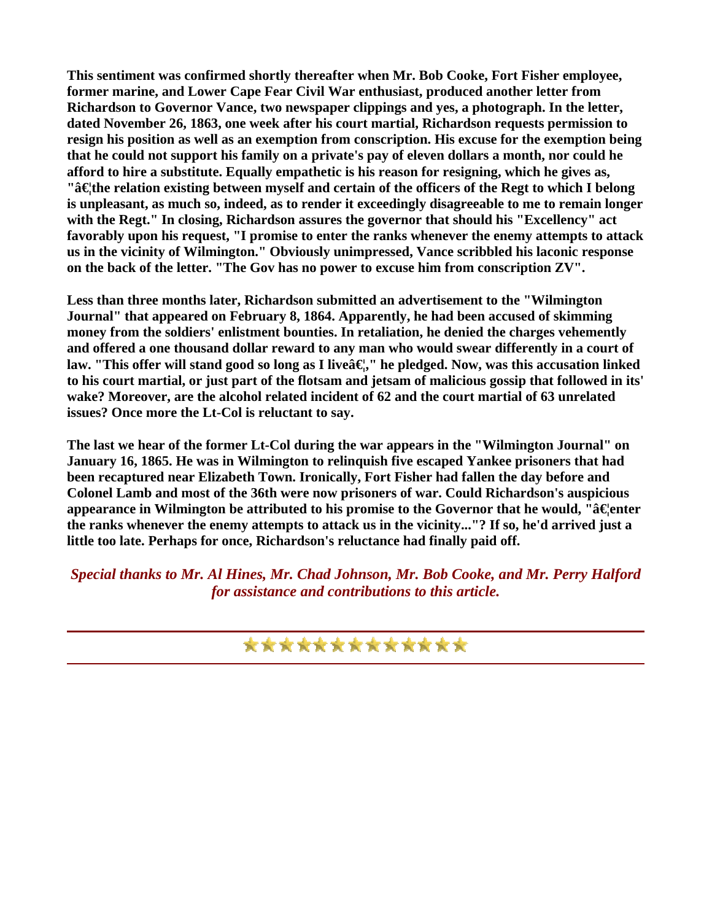**This sentiment was confirmed shortly thereafter when Mr. Bob Cooke, Fort Fisher employee, former marine, and Lower Cape Fear Civil War enthusiast, produced another letter from Richardson to Governor Vance, two newspaper clippings and yes, a photograph. In the letter, dated November 26, 1863, one week after his court martial, Richardson requests permission to resign his position as well as an exemption from conscription. His excuse for the exemption being that he could not support his family on a private's pay of eleven dollars a month, nor could he afford to hire a substitute. Equally empathetic is his reason for resigning, which he gives as, "â€¦the relation existing between myself and certain of the officers of the Regt to which I belong is unpleasant, as much so, indeed, as to render it exceedingly disagreeable to me to remain longer with the Regt." In closing, Richardson assures the governor that should his "Excellency" act favorably upon his request, "I promise to enter the ranks whenever the enemy attempts to attack us in the vicinity of Wilmington." Obviously unimpressed, Vance scribbled his laconic response on the back of the letter. "The Gov has no power to excuse him from conscription ZV".**

**Less than three months later, Richardson submitted an advertisement to the "Wilmington Journal" that appeared on February 8, 1864. Apparently, he had been accused of skimming money from the soldiers' enlistment bounties. In retaliation, he denied the charges vehemently and offered a one thousand dollar reward to any man who would swear differently in a court of law. "This offer will stand good so long as I liveâ€¦," he pledged. Now, was this accusation linked to his court martial, or just part of the flotsam and jetsam of malicious gossip that followed in its' wake? Moreover, are the alcohol related incident of 62 and the court martial of 63 unrelated issues? Once more the Lt-Col is reluctant to say.**

**The last we hear of the former Lt-Col during the war appears in the "Wilmington Journal" on January 16, 1865. He was in Wilmington to relinquish five escaped Yankee prisoners that had been recaptured near Elizabeth Town. Ironically, Fort Fisher had fallen the day before and Colonel Lamb and most of the 36th were now prisoners of war. Could Richardson's auspicious appearance in Wilmington be attributed to his promise to the Governor that he would, "â€¦enter the ranks whenever the enemy attempts to attack us in the vicinity..."? If so, he'd arrived just a little too late. Perhaps for once, Richardson's reluctance had finally paid off.**

***Special thanks to Mr. Al Hines, Mr. Chad Johnson, Mr. Bob Cooke, and Mr. Perry Halford for assistance and contributions to this article.***

---

★★★★★★★★★★★★★

---